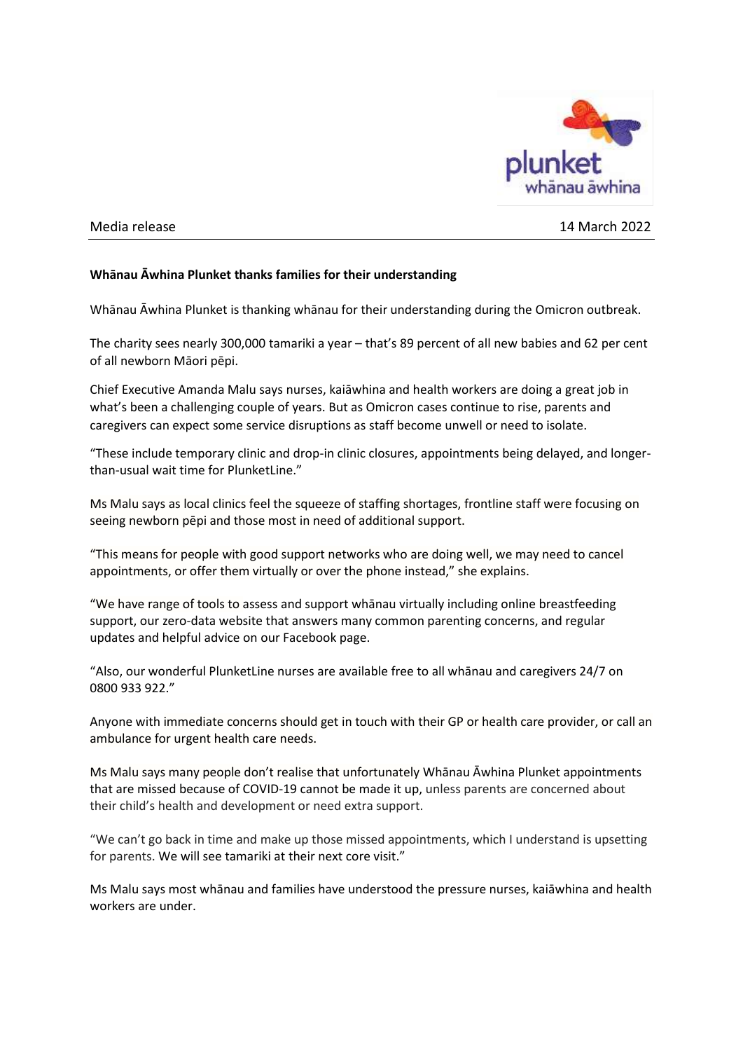plunket whānau āwhina

Media release 14 March 2022

**Whānau Āwhina Plunket thanks families for their understanding**

Whānau Āwhina Plunket is thanking whānau for their understanding during the Omicron outbreak.

The charity sees nearly 300,000 tamariki a year – that's 89 percent of all new babies and 62 per cent of all newborn Māori pēpi.

Chief Executive Amanda Malu says nurses, kaiāwhina and health workers are doing a great job in what's been a challenging couple of years. But as Omicron cases continue to rise, parents and caregivers can expect some service disruptions as staff become unwell or need to isolate.

"These include temporary clinic and drop-in clinic closures, appointments being delayed, and longer-than-usual wait time for PlunketLine."

Ms Malu says as local clinics feel the squeeze of staffing shortages, frontline staff were focusing on seeing newborn pēpi and those most in need of additional support.

"This means for people with good support networks who are doing well, we may need to cancel appointments, or offer them virtually or over the phone instead," she explains.

"We have range of tools to assess and support whānau virtually including online breastfeeding support, our zero-data website that answers many common parenting concerns, and regular updates and helpful advice on our Facebook page.

"Also, our wonderful PlunketLine nurses are available free to all whānau and caregivers 24/7 on 0800 933 922."

Anyone with immediate concerns should get in touch with their GP or health care provider, or call an ambulance for urgent health care needs.

Ms Malu says many people don't realise that unfortunately Whānau Āwhina Plunket appointments that are missed because of COVID-19 cannot be made it up, unless parents are concerned about their child's health and development or need extra support.

"We can't go back in time and make up those missed appointments, which I understand is upsetting for parents. We will see tamariki at their next core visit."

Ms Malu says most whānau and families have understood the pressure nurses, kaiāwhina and health workers are under.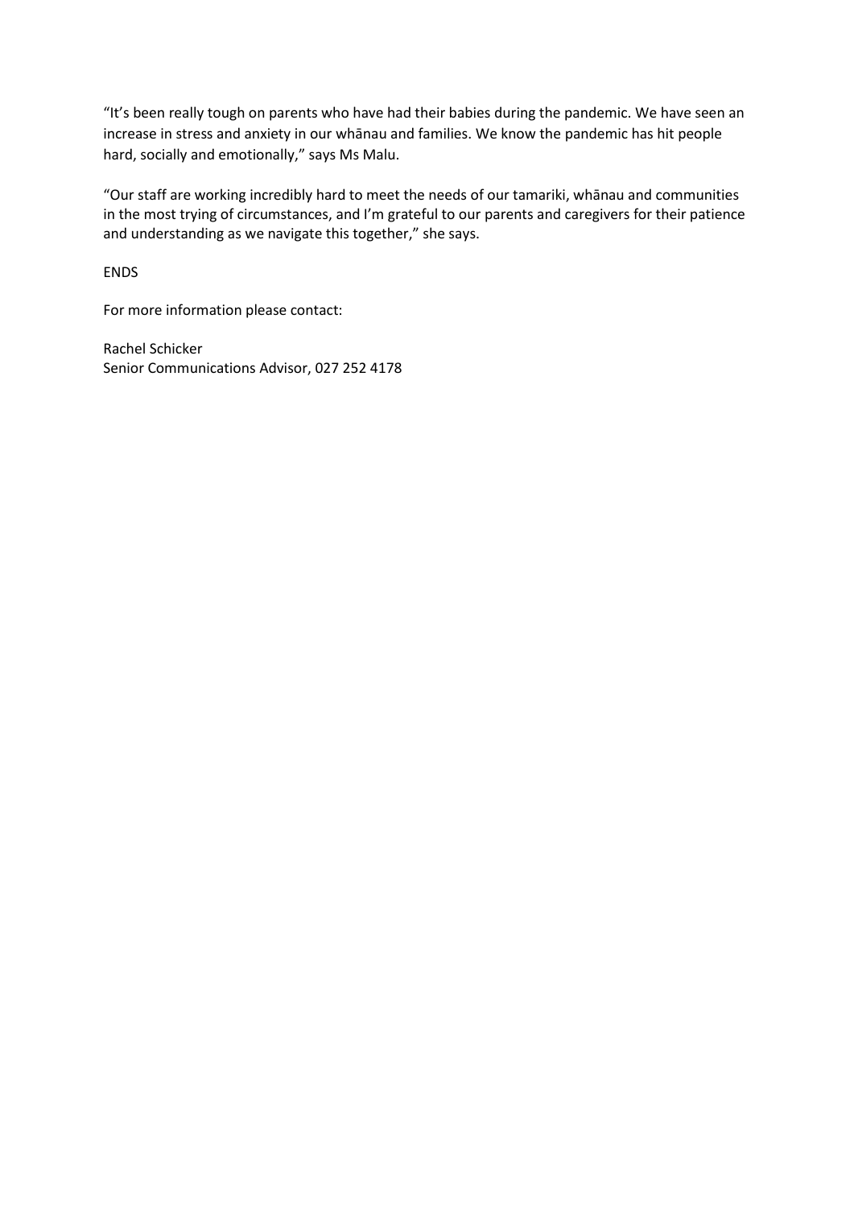"It's been really tough on parents who have had their babies during the pandemic. We have seen an increase in stress and anxiety in our whānau and families. We know the pandemic has hit people hard, socially and emotionally," says Ms Malu.

"Our staff are working incredibly hard to meet the needs of our tamariki, whānau and communities in the most trying of circumstances, and I'm grateful to our parents and caregivers for their patience and understanding as we navigate this together," she says.

ENDS

For more information please contact:

Rachel Schicker
Senior Communications Advisor, 027 252 4178